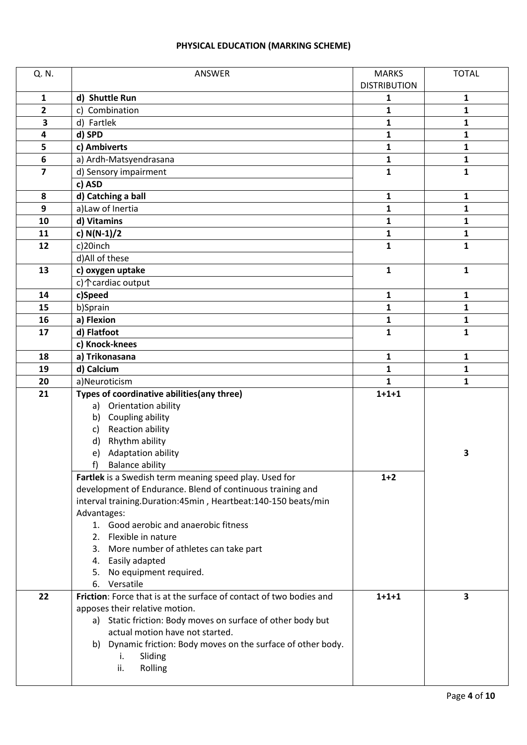# PHYSICAL EDUCATION (MARKING SCHEME)

| Q. N. | ANSWER | MARKS DISTRIBUTION | TOTAL |
|---|---|---|---|
| **1** | **d) Shuttle Run** | **1** | **1** |
| **2** | c) Combination | **1** | **1** |
| **3** | d) Fartlek | **1** | **1** |
| **4** | **d) SPD** | **1** | **1** |
| **5** | **c) Ambiverts** | **1** | **1** |
| **6** | a) Ardh-Matsyendrasana | **1** | **1** |
| **7** | d) Sensory impairment<br>**c) ASD** | **1** | **1** |
| **8** | **d) Catching a ball** | **1** | **1** |
| **9** | a)Law of Inertia | **1** | **1** |
| **10** | **d) Vitamins** | **1** | **1** |
| **11** | **c) N(N-1)/2** | **1** | **1** |
| **12** | c)20inch<br>d)All of these | **1** | **1** |
| **13** | **c) oxygen uptake**<br>c)↑cardiac output | **1** | **1** |
| **14** | **c)Speed** | **1** | **1** |
| **15** | b)Sprain | **1** | **1** |
| **16** | **a) Flexion** | **1** | **1** |
| **17** | **d) Flatfoot**<br>**c) Knock-knees** | **1** | **1** |
| **18** | **a) Trikonasana** | **1** | **1** |
| **19** | **d) Calcium** | **1** | **1** |
| **20** | a)Neuroticism | **1** | **1** |
| **21** | **Types of coordinative abilities(any three)**<br>a) Orientation ability<br>b) Coupling ability<br>c) Reaction ability<br>d) Rhythm ability<br>e) Adaptation ability<br>f) Balance ability | **1+1+1** | **3** |
| | **Fartlek** is a Swedish term meaning speed play. Used for development of Endurance. Blend of continuous training and interval training.Duration:45min , Heartbeat:140-150 beats/min<br>Advantages:<br>1. Good aerobic and anaerobic fitness<br>2. Flexible in nature<br>3. More number of athletes can take part<br>4. Easily adapted<br>5. No equipment required.<br>6. Versatile | **1+2** | |
| **22** | **Friction**: Force that is at the surface of contact of two bodies and apposes their relative motion.<br>a) Static friction: Body moves on surface of other body but actual motion have not started.<br>b) Dynamic friction: Body moves on the surface of other body.<br>i. Sliding<br>ii. Rolling | **1+1+1** | **3** |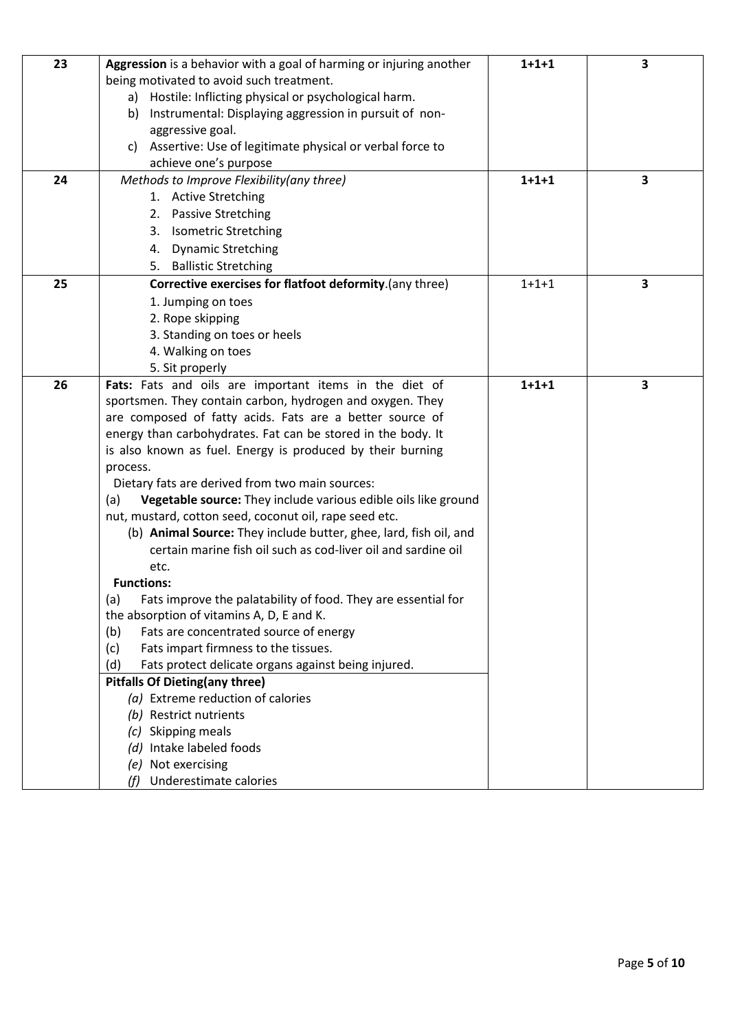| 23 | **Aggression** is a behavior with a goal of harming or injuring another being motivated to avoid such treatment.<br>a) Hostile: Inflicting physical or psychological harm.<br>b) Instrumental: Displaying aggression in pursuit of non-aggressive goal.<br>c) Assertive: Use of legitimate physical or verbal force to achieve one's purpose | **1+1+1** | **3** |
|---|---|---|---|
| 24 | *Methods to Improve Flexibility(any three)*<br>1. Active Stretching<br>2. Passive Stretching<br>3. Isometric Stretching<br>4. Dynamic Stretching<br>5. Ballistic Stretching | **1+1+1** | **3** |
| 25 | **Corrective exercises for flatfoot deformity**.(any three)<br>1. Jumping on toes<br>2. Rope skipping<br>3. Standing on toes or heels<br>4. Walking on toes<br>5. Sit properly | 1+1+1 | **3** |
| 26 | **Fats:** Fats and oils are important items in the diet of sportsmen. They contain carbon, hydrogen and oxygen. They are composed of fatty acids. Fats are a better source of energy than carbohydrates. Fat can be stored in the body. It is also known as fuel. Energy is produced by their burning process.<br>Dietary fats are derived from two main sources:<br>(a) **Vegetable source:** They include various edible oils like ground nut, mustard, cotton seed, coconut oil, rape seed etc.<br>(b) **Animal Source:** They include butter, ghee, lard, fish oil, and certain marine fish oil such as cod-liver oil and sardine oil etc.<br>**Functions:**<br>(a) Fats improve the palatability of food. They are essential for the absorption of vitamins A, D, E and K.<br>(b) Fats are concentrated source of energy<br>(c) Fats impart firmness to the tissues.<br>(d) Fats protect delicate organs against being injured.<br>**Pitfalls Of Dieting(any three)**<br>*(a)* Extreme reduction of calories<br>*(b)* Restrict nutrients<br>*(c)* Skipping meals<br>*(d)* Intake labeled foods<br>*(e)* Not exercising<br>*(f)* Underestimate calories | **1+1+1** | **3** |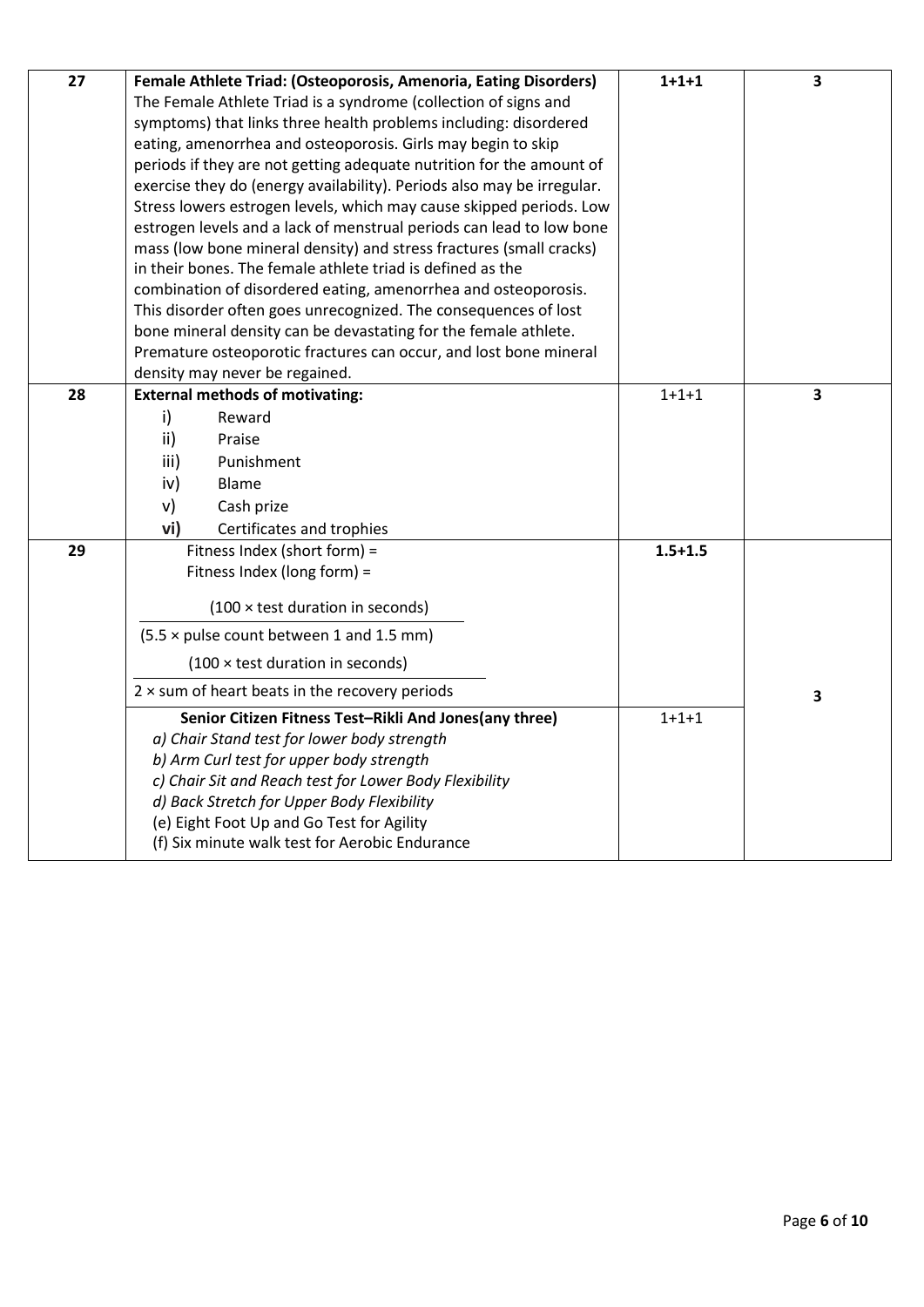| 27 | **Female Athlete Triad: (Osteoporosis, Amenoria, Eating Disorders)** The Female Athlete Triad is a syndrome (collection of signs and symptoms) that links three health problems including: disordered eating, amenorrhea and osteoporosis. Girls may begin to skip periods if they are not getting adequate nutrition for the amount of exercise they do (energy availability). Periods also may be irregular. Stress lowers estrogen levels, which may cause skipped periods. Low estrogen levels and a lack of menstrual periods can lead to low bone mass (low bone mineral density) and stress fractures (small cracks) in their bones. The female athlete triad is defined as the combination of disordered eating, amenorrhea and osteoporosis. This disorder often goes unrecognized. The consequences of lost bone mineral density can be devastating for the female athlete. Premature osteoporotic fractures can occur, and lost bone mineral density may never be regained. | **1+1+1** | **3** |
|---|---|---|---|
| 28 | **External methods of motivating:** i) Reward ii) Praise iii) Punishment iv) Blame v) Cash prize **vi)** Certificates and trophies | 1+1+1 | **3** |
| 29 | Fitness Index (short form) = $\frac{100 \times \text{test duration in seconds}}{5.5 \times \text{pulse count between 1 and 1.5 mm}}$ Fitness Index (long form) = $\frac{100 \times \text{test duration in seconds}}{2 \times \text{sum of heart beats in the recovery periods}}$ | **1.5+1.5** | **3** |
| | **Senior Citizen Fitness Test–Rikli And Jones(any three)** *a) Chair Stand test for lower body strength* *b) Arm Curl test for upper body strength* *c) Chair Sit and Reach test for Lower Body Flexibility* *d) Back Stretch for Upper Body Flexibility* (e) Eight Foot Up and Go Test for Agility (f) Six minute walk test for Aerobic Endurance | 1+1+1 | |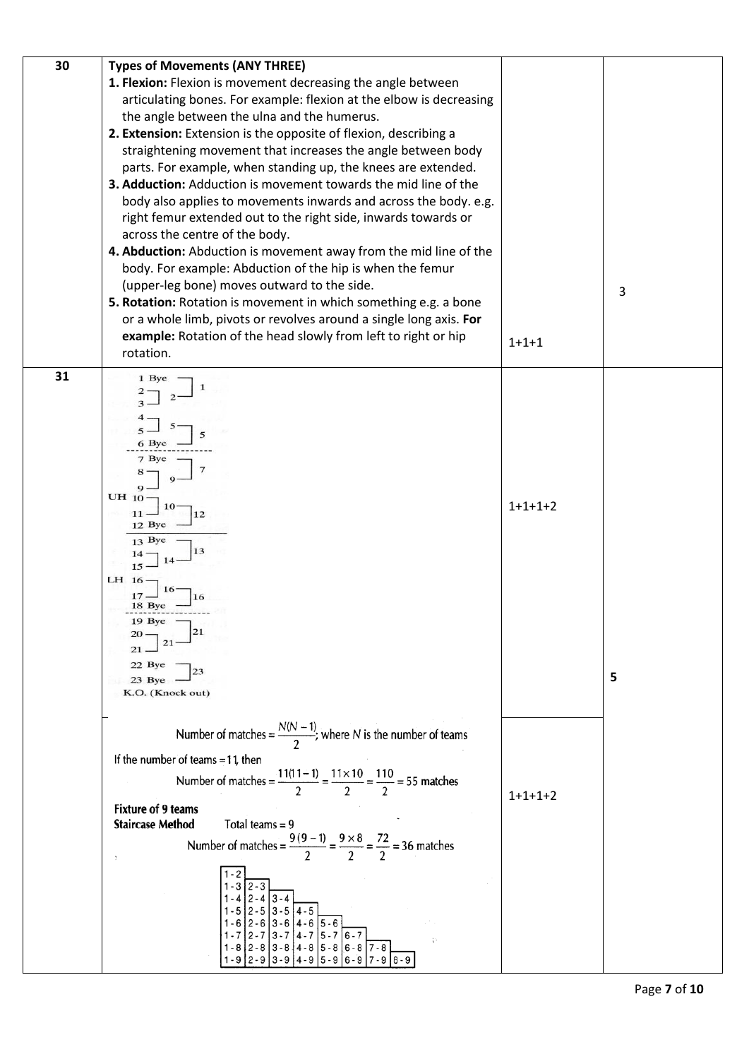| | | | |
|---|---|---|---|
| 30 | **Types of Movements (ANY THREE)**<br>1. **Flexion:** Flexion is movement decreasing the angle between articulating bones. For example: flexion at the elbow is decreasing the angle between the ulna and the humerus.<br>2. **Extension:** Extension is the opposite of flexion, describing a straightening movement that increases the angle between body parts. For example, when standing up, the knees are extended.<br>3. **Adduction:** Adduction is movement towards the mid line of the body also applies to movements inwards and across the body. e.g. right femur extended out to the right side, inwards towards or across the centre of the body.<br>4. **Abduction:** Abduction is movement away from the mid line of the body. For example: Abduction of the hip is when the femur (upper-leg bone) moves outward to the side.<br>5. **Rotation:** Rotation is movement in which something e.g. a bone or a whole limb, pivots or revolves around a single long axis. **For example:** Rotation of the head slowly from left to right or hip rotation. | 1+1+1 | 3 |
| 31 | 1 Bye, 2, 3, 4, 5, 6 Bye → 2, 5 → 1, 5<br>7 Bye, 8, 9 → 9 → 7<br>UH 10, 11, 12 Bye → 10 → 12<br>13 Bye, 14, 15 → 14 → 13<br>LH 16, 17, 18 Bye → 16 → 16<br>19 Bye, 20, 21 → 21 → 21<br>22 Bye, 23 Bye → 23<br>K.O. (Knock out) | 1+1+1+2 | **5** |
| | Number of matches = $\frac{N(N-1)}{2}$; where $N$ is the number of teams<br>If the number of teams = 11, then<br>Number of matches = $\frac{11(11-1)}{2} = \frac{11 \times 10}{2} = \frac{110}{2} = 55$ matches<br>**Fixture of 9 teams**<br>**Staircase Method** Total teams = 9<br>Number of matches = $\frac{9(9-1)}{2} = \frac{9 \times 8}{2} = \frac{72}{2} = 36$ matches<br>1-2<br>1-3 2-3<br>1-4 2-4 3-4<br>1-5 2-5 3-5 4-5<br>1-6 2-6 3-6 4-6 5-6<br>1-7 2-7 3-7 4-7 5-7 6-7<br>1-8 2-8 3-8 4-8 5-8 6-8 7-8<br>1-9 2-9 3-9 4-9 5-9 6-9 7-9 8-9 | 1+1+1+2 | |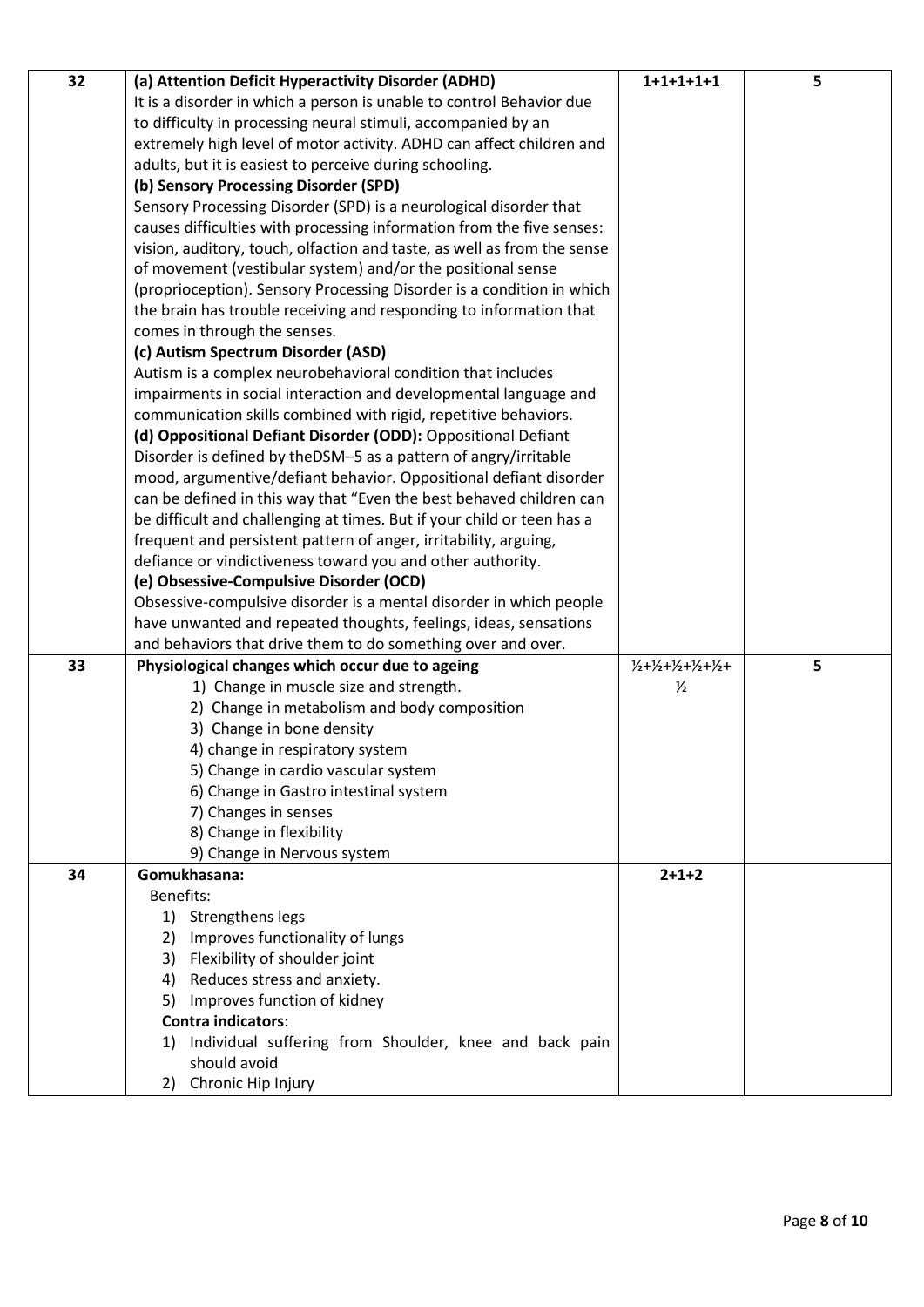| 32 | **(a) Attention Deficit Hyperactivity Disorder (ADHD)**<br>It is a disorder in which a person is unable to control Behavior due to difficulty in processing neural stimuli, accompanied by an extremely high level of motor activity. ADHD can affect children and adults, but it is easiest to perceive during schooling.<br>**(b) Sensory Processing Disorder (SPD)**<br>Sensory Processing Disorder (SPD) is a neurological disorder that causes difficulties with processing information from the five senses: vision, auditory, touch, olfaction and taste, as well as from the sense of movement (vestibular system) and/or the positional sense (proprioception). Sensory Processing Disorder is a condition in which the brain has trouble receiving and responding to information that comes in through the senses.<br>**(c) Autism Spectrum Disorder (ASD)**<br>Autism is a complex neurobehavioral condition that includes impairments in social interaction and developmental language and communication skills combined with rigid, repetitive behaviors.<br>**(d) Oppositional Defiant Disorder (ODD):** Oppositional Defiant Disorder is defined by theDSM–5 as a pattern of angry/irritable mood, argumentive/defiant behavior. Oppositional defiant disorder can be defined in this way that "Even the best behaved children can be difficult and challenging at times. But if your child or teen has a frequent and persistent pattern of anger, irritability, arguing, defiance or vindictiveness toward you and other authority.<br>**(e) Obsessive-Compulsive Disorder (OCD)**<br>Obsessive-compulsive disorder is a mental disorder in which people have unwanted and repeated thoughts, feelings, ideas, sensations and behaviors that drive them to do something over and over. | **1+1+1+1+1** | **5** |
|---|---|---|---|
| 33 | **Physiological changes which occur due to ageing**<br>1) Change in muscle size and strength.<br>2) Change in metabolism and body composition<br>3) Change in bone density<br>4) change in respiratory system<br>5) Change in cardio vascular system<br>6) Change in Gastro intestinal system<br>7) Changes in senses<br>8) Change in flexibility<br>9) Change in Nervous system | ½+½+½+½+½+½ | **5** |
| 34 | **Gomukhasana:**<br>Benefits:<br>1) Strengthens legs<br>2) Improves functionality of lungs<br>3) Flexibility of shoulder joint<br>4) Reduces stress and anxiety.<br>5) Improves function of kidney<br>**Contra indicators**:<br>1) Individual suffering from Shoulder, knee and back pain should avoid<br>2) Chronic Hip Injury | **2+1+2** | |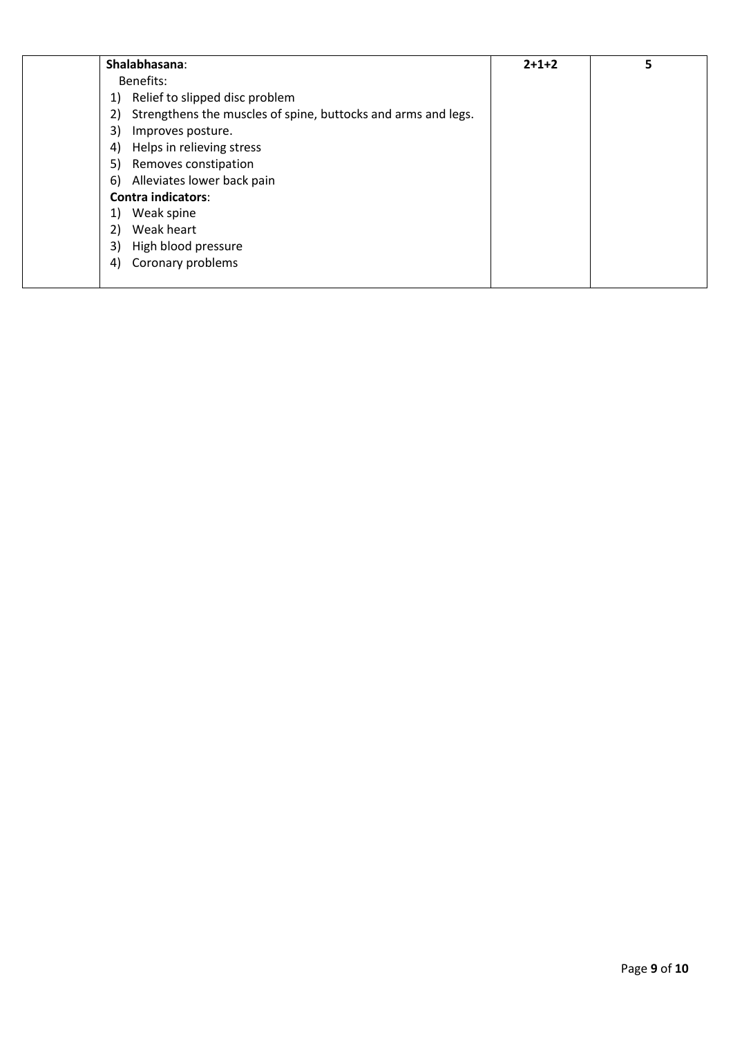| | | | |
|---|---|---|---|
| | **Shalabhasana**:<br>Benefits:<br>1) Relief to slipped disc problem<br>2) Strengthens the muscles of spine, buttocks and arms and legs.<br>3) Improves posture.<br>4) Helps in relieving stress<br>5) Removes constipation<br>6) Alleviates lower back pain<br>**Contra indicators**:<br>1) Weak spine<br>2) Weak heart<br>3) High blood pressure<br>4) Coronary problems | **2+1+2** | **5** |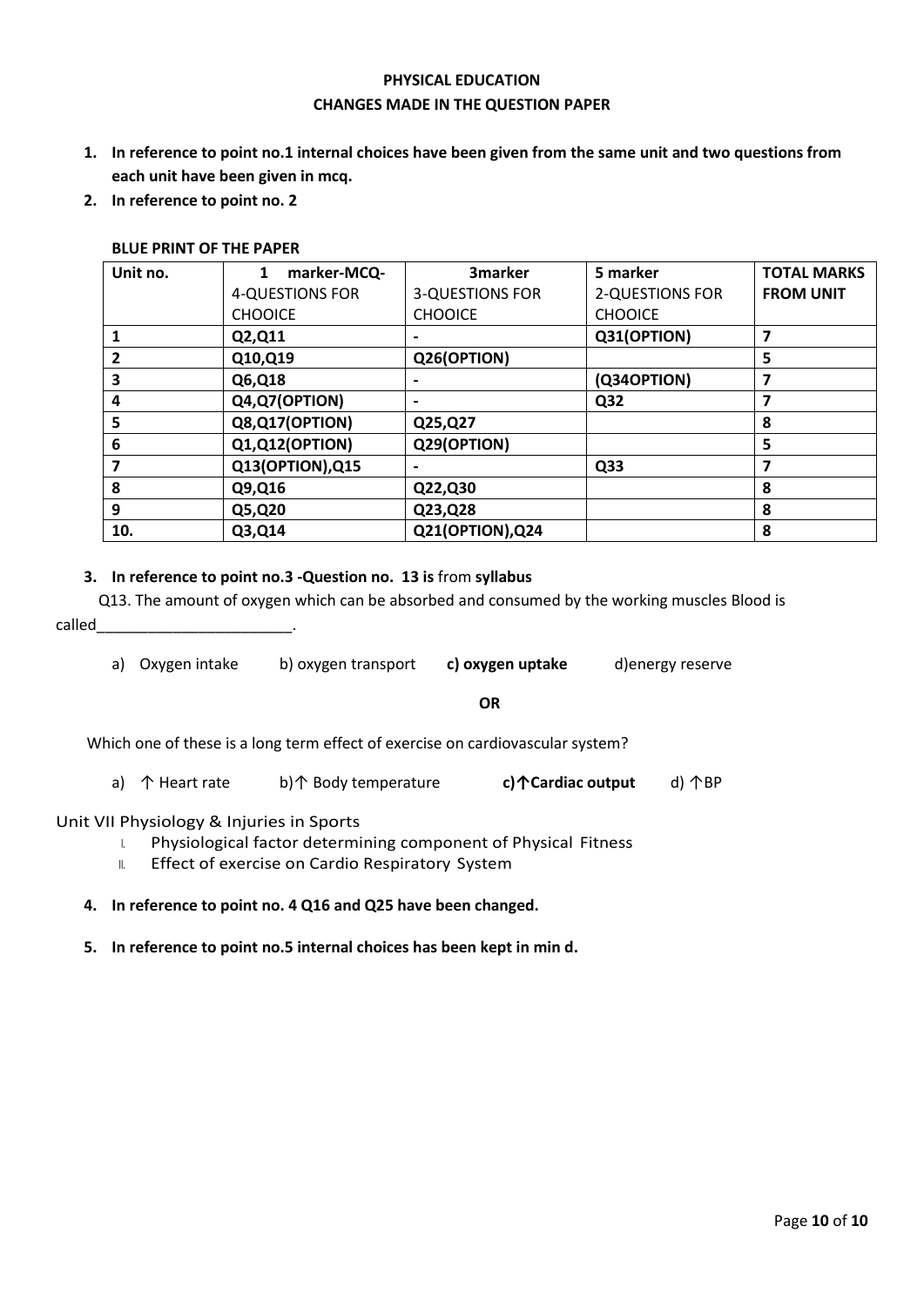**PHYSICAL EDUCATION**

**CHANGES MADE IN THE QUESTION PAPER**

1. **In reference to point no.1 internal choices have been given from the same unit and two questions from each unit have been given in mcq.**
2. **In reference to point no. 2**

**BLUE PRINT OF THE PAPER**

| Unit no. | 1 marker-MCQ- 4-QUESTIONS FOR CHOOICE | 3marker 3-QUESTIONS FOR CHOOICE | 5 marker 2-QUESTIONS FOR CHOOICE | TOTAL MARKS FROM UNIT |
|---|---|---|---|---|
| 1 | Q2,Q11 | - | Q31(OPTION) | 7 |
| 2 | Q10,Q19 | Q26(OPTION) | | 5 |
| 3 | Q6,Q18 | - | (Q34OPTION) | 7 |
| 4 | Q4,Q7(OPTION) | - | Q32 | 7 |
| 5 | Q8,Q17(OPTION) | Q25,Q27 | | 8 |
| 6 | Q1,Q12(OPTION) | Q29(OPTION) | | 5 |
| 7 | Q13(OPTION),Q15 | - | Q33 | 7 |
| 8 | Q9,Q16 | Q22,Q30 | | 8 |
| 9 | Q5,Q20 | Q23,Q28 | | 8 |
| 10. | Q3,Q14 | Q21(OPTION),Q24 | | 8 |

3. **In reference to point no.3 -Question no. 13 is** from **syllabus**

Q13. The amount of oxygen which can be absorbed and consumed by the working muscles Blood is called_______________________.

a) Oxygen intake  b) oxygen transport  **c) oxygen uptake**  d)energy reserve

**OR**

Which one of these is a long term effect of exercise on cardiovascular system?

a) ↑ Heart rate  b)↑ Body temperature  **c)↑Cardiac output**  d) ↑BP

Unit VII Physiology & Injuries in Sports

I. Physiological factor determining component of Physical Fitness
II. Effect of exercise on Cardio Respiratory System

4. **In reference to point no. 4 Q16 and Q25 have been changed.**

5. **In reference to point no.5 internal choices has been kept in min d.**